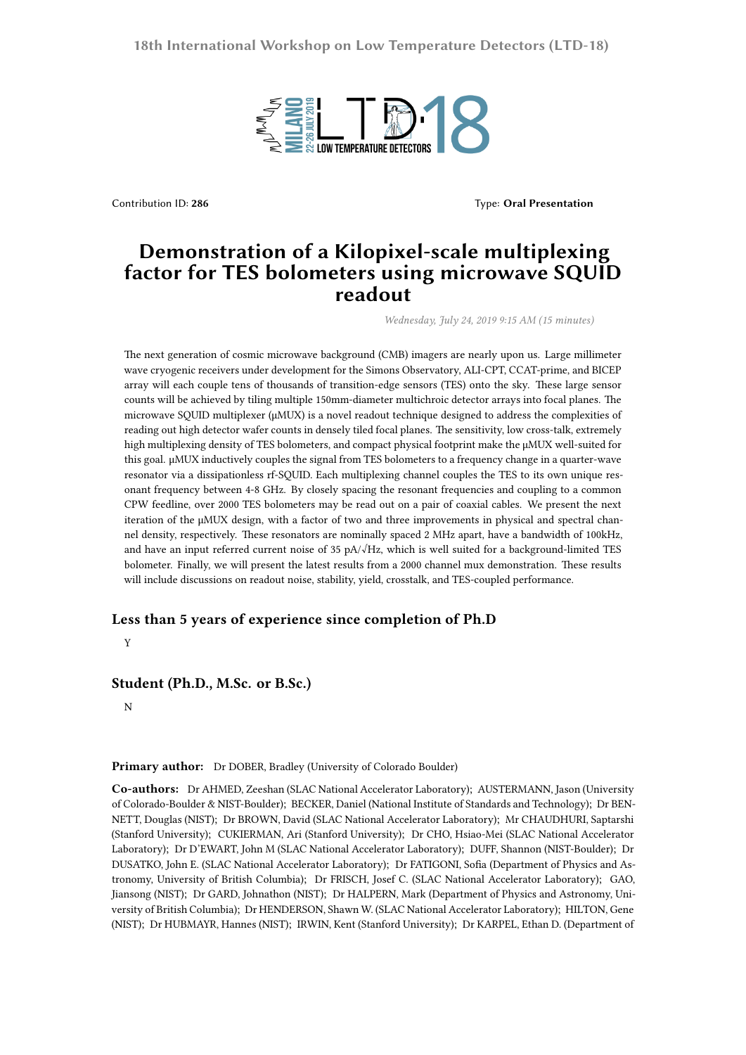Contribution ID: **286**

Type: **Oral Presentation**

# Demonstration of a Kilopixel-scale multiplexing factor for TES bolometers using microwave SQUID readout

*Wednesday, July 24, 2019 9:15 AM (15 minutes)*

The next generation of cosmic microwave background (CMB) imagers are nearly upon us. Large millimeter wave cryogenic receivers under development for the Simons Observatory, ALI-CPT, CCAT-prime, and BICEP array will each couple tens of thousands of transition-edge sensors (TES) onto the sky. These large sensor counts will be achieved by tiling multiple 150mm-diameter multichroic detector arrays into focal planes. The microwave SQUID multiplexer (μMUX) is a novel readout technique designed to address the complexities of reading out high detector wafer counts in densely tiled focal planes. The sensitivity, low cross-talk, extremely high multiplexing density of TES bolometers, and compact physical footprint make the μMUX well-suited for this goal. μMUX inductively couples the signal from TES bolometers to a frequency change in a quarter-wave resonator via a dissipationless rf-SQUID. Each multiplexing channel couples the TES to its own unique resonant frequency between 4-8 GHz. By closely spacing the resonant frequencies and coupling to a common CPW feedline, over 2000 TES bolometers may be read out on a pair of coaxial cables. We present the next iteration of the μMUX design, with a factor of two and three improvements in physical and spectral channel density, respectively. These resonators are nominally spaced 2 MHz apart, have a bandwidth of 100kHz, and have an input referred current noise of 35 pA/√Hz, which is well suited for a background-limited TES bolometer. Finally, we will present the latest results from a 2000 channel mux demonstration. These results will include discussions on readout noise, stability, yield, crosstalk, and TES-coupled performance.

## Less than 5 years of experience since completion of Ph.D

Y

## Student (Ph.D., M.Sc. or B.Sc.)

N

**Primary author:** Dr DOBER, Bradley (University of Colorado Boulder)

**Co-authors:** Dr AHMED, Zeeshan (SLAC National Accelerator Laboratory); AUSTERMANN, Jason (University of Colorado-Boulder & NIST-Boulder); BECKER, Daniel (National Institute of Standards and Technology); Dr BENNETT, Douglas (NIST); Dr BROWN, David (SLAC National Accelerator Laboratory); Mr CHAUDHURI, Saptarshi (Stanford University); CUKIERMAN, Ari (Stanford University); Dr CHO, Hsiao-Mei (SLAC National Accelerator Laboratory); Dr D'EWART, John M (SLAC National Accelerator Laboratory); DUFF, Shannon (NIST-Boulder); Dr DUSATKO, John E. (SLAC National Accelerator Laboratory); Dr FATIGONI, Sofia (Department of Physics and Astronomy, University of British Columbia); Dr FRISCH, Josef C. (SLAC National Accelerator Laboratory); GAO, Jiansong (NIST); Dr GARD, Johnathon (NIST); Dr HALPERN, Mark (Department of Physics and Astronomy, University of British Columbia); Dr HENDERSON, Shawn W. (SLAC National Accelerator Laboratory); HILTON, Gene (NIST); Dr HUBMAYR, Hannes (NIST); IRWIN, Kent (Stanford University); Dr KARPEL, Ethan D. (Department of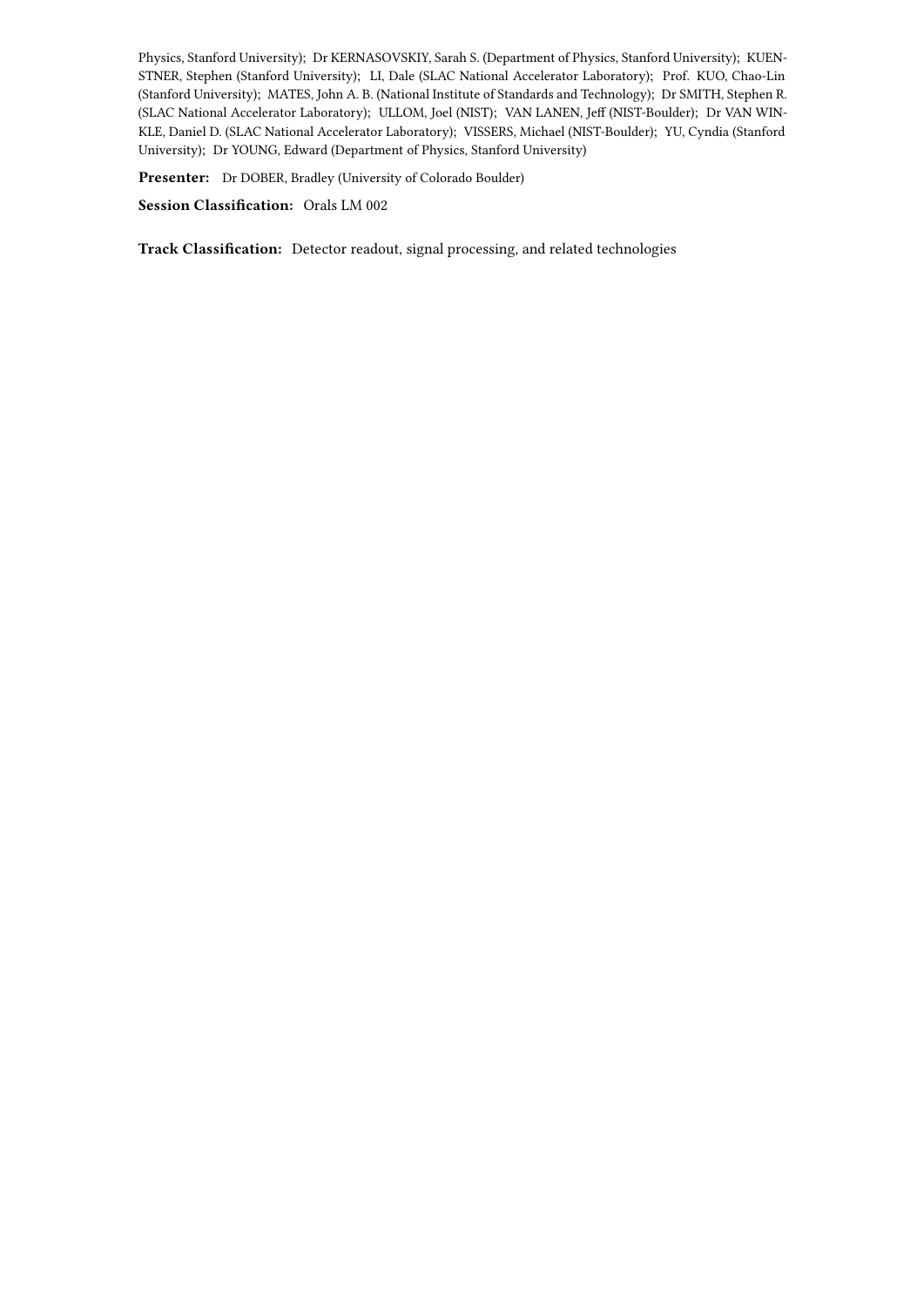Physics, Stanford University); Dr KERNASOVSKIY, Sarah S. (Department of Physics, Stanford University); KUENSTNER, Stephen (Stanford University); LI, Dale (SLAC National Accelerator Laboratory); Prof. KUO, Chao-Lin (Stanford University); MATES, John A. B. (National Institute of Standards and Technology); Dr SMITH, Stephen R. (SLAC National Accelerator Laboratory); ULLOM, Joel (NIST); VAN LANEN, Jeff (NIST-Boulder); Dr VAN WINKLE, Daniel D. (SLAC National Accelerator Laboratory); VISSERS, Michael (NIST-Boulder); YU, Cyndia (Stanford University); Dr YOUNG, Edward (Department of Physics, Stanford University)

**Presenter:** Dr DOBER, Bradley (University of Colorado Boulder)

**Session Classification:** Orals LM 002

**Track Classification:** Detector readout, signal processing, and related technologies